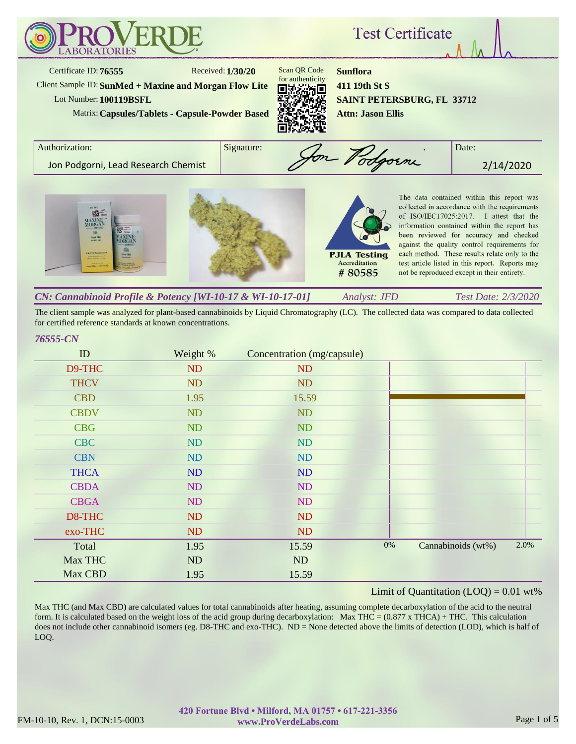# ProVerde Laboratories

## Test Certificate

Certificate ID: **76555**
Received: **1/30/20**
Client Sample ID: **SunMed + Maxine and Morgan Flow Lite**
Lot Number: **100119BSFL**
Matrix: **Capsules/Tablets - Capsule-Powder Based**

Scan QR Code for authenticity

**Sunflora**
**411 19th St S**
**SAINT PETERSBURG, FL 33712**
**Attn: Jason Ellis**

| Authorization: | Signature: | Date: |
|---|---|---|
| Jon Podgorni, Lead Research Chemist | Jon Podgorni | 2/14/2020 |

PJLA Testing Accreditation # 80585

The data contained within this report was collected in accordance with the requirements of ISO/IEC17025:2017. I attest that the information contained within the report has been reviewed for accuracy and checked against the quality control requirements for each method. These results relate only to the test article listed in this report. Reports may not be reproduced except in their entirety.

### *CN: Cannabinoid Profile & Potency [WI-10-17 & WI-10-17-01]*

*Analyst: JFD* — *Test Date: 2/3/2020*

The client sample was analyzed for plant-based cannabinoids by Liquid Chromatography (LC). The collected data was compared to data collected for certified reference standards at known concentrations.

*76555-CN*

| ID | Weight % | Concentration (mg/capsule) |
|---|---|---|
| D9-THC | ND | ND |
| THCV | ND | ND |
| CBD | 1.95 | 15.59 |
| CBDV | ND | ND |
| CBG | ND | ND |
| CBC | ND | ND |
| CBN | ND | ND |
| THCA | ND | ND |
| CBDA | ND | ND |
| CBGA | ND | ND |
| D8-THC | ND | ND |
| exo-THC | ND | ND |
| Total | 1.95 | 15.59 |
| Max THC | ND | ND |
| Max CBD | 1.95 | 15.59 |

Chart: Cannabinoids (wt%), scale 0% – 2.0%

Limit of Quantitation (LOQ) = 0.01 wt%

Max THC (and Max CBD) are calculated values for total cannabinoids after heating, assuming complete decarboxylation of the acid to the neutral form. It is calculated based on the weight loss of the acid group during decarboxylation: Max THC = (0.877 x THCA) + THC. This calculation does not include other cannabinoid isomers (eg. D8-THC and exo-THC). ND = None detected above the limits of detection (LOD), which is half of LOQ.

420 Fortune Blvd • Milford, MA 01757 • 617-221-3356
www.ProVerdeLabs.com

FM-10-10, Rev. 1, DCN:15-0003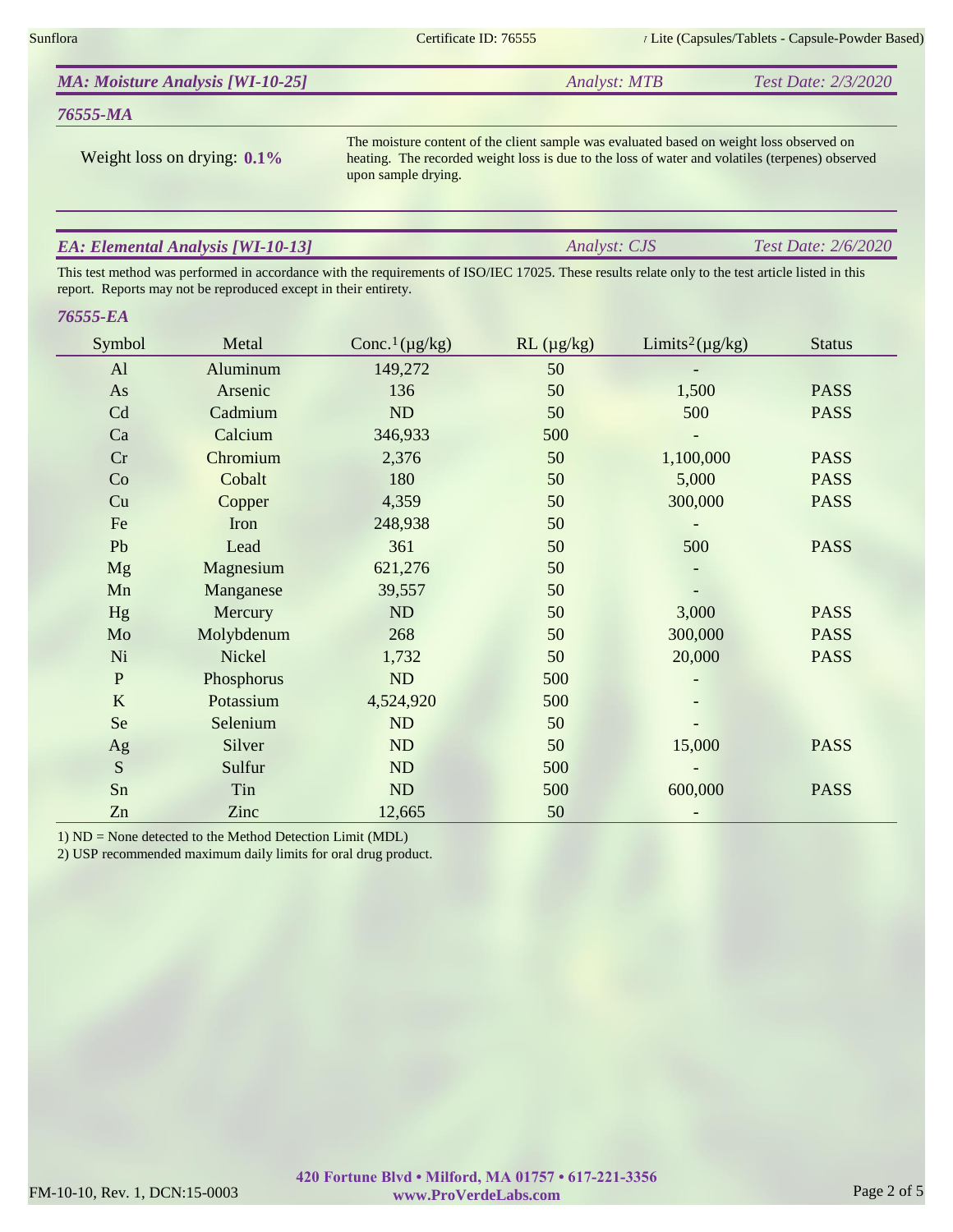## MA: Moisture Analysis [WI-10-25]

*Analyst: MTB* *Test Date: 2/3/2020*

### 76555-MA

Weight loss on drying: **0.1%**

The moisture content of the client sample was evaluated based on weight loss observed on heating. The recorded weight loss is due to the loss of water and volatiles (terpenes) observed upon sample drying.

## EA: Elemental Analysis [WI-10-13]

*Analyst: CJS* *Test Date: 2/6/2020*

This test method was performed in accordance with the requirements of ISO/IEC 17025. These results relate only to the test article listed in this report. Reports may not be reproduced except in their entirety.

### 76555-EA

| Symbol | Metal | Conc.[1] (µg/kg) | RL (µg/kg) | Limits[2] (µg/kg) | Status |
|---|---|---|---|---|---|
| Al | Aluminum | 149,272 | 50 | - | |
| As | Arsenic | 136 | 50 | 1,500 | PASS |
| Cd | Cadmium | ND | 50 | 500 | PASS |
| Ca | Calcium | 346,933 | 500 | - | |
| Cr | Chromium | 2,376 | 50 | 1,100,000 | PASS |
| Co | Cobalt | 180 | 50 | 5,000 | PASS |
| Cu | Copper | 4,359 | 50 | 300,000 | PASS |
| Fe | Iron | 248,938 | 50 | - | |
| Pb | Lead | 361 | 50 | 500 | PASS |
| Mg | Magnesium | 621,276 | 50 | - | |
| Mn | Manganese | 39,557 | 50 | - | |
| Hg | Mercury | ND | 50 | 3,000 | PASS |
| Mo | Molybdenum | 268 | 50 | 300,000 | PASS |
| Ni | Nickel | 1,732 | 50 | 20,000 | PASS |
| P | Phosphorus | ND | 500 | - | |
| K | Potassium | 4,524,920 | 500 | - | |
| Se | Selenium | ND | 50 | - | |
| Ag | Silver | ND | 50 | 15,000 | PASS |
| S | Sulfur | ND | 500 | - | |
| Sn | Tin | ND | 500 | 600,000 | PASS |
| Zn | Zinc | 12,665 | 50 | - | |

1) ND = None detected to the Method Detection Limit (MDL)
2) USP recommended maximum daily limits for oral drug product.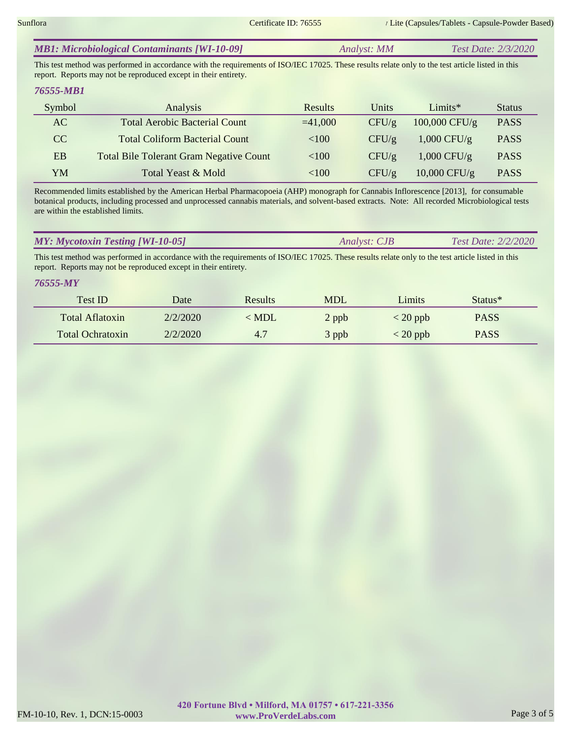## *MB1: Microbiological Contaminants [WI-10-09]*

*Analyst: MM* *Test Date: 2/3/2020*

This test method was performed in accordance with the requirements of ISO/IEC 17025. These results relate only to the test article listed in this report. Reports may not be reproduced except in their entirety.

### *76555-MB1*

| Symbol | Analysis | Results | Units | Limits* | Status |
|---|---|---|---|---|---|
| AC | Total Aerobic Bacterial Count | =41,000 | CFU/g | 100,000 CFU/g | PASS |
| CC | Total Coliform Bacterial Count | <100 | CFU/g | 1,000 CFU/g | PASS |
| EB | Total Bile Tolerant Gram Negative Count | <100 | CFU/g | 1,000 CFU/g | PASS |
| YM | Total Yeast & Mold | <100 | CFU/g | 10,000 CFU/g | PASS |

Recommended limits established by the American Herbal Pharmacopoeia (AHP) monograph for Cannabis Inflorescence [2013], for consumable botanical products, including processed and unprocessed cannabis materials, and solvent-based extracts. Note: All recorded Microbiological tests are within the established limits.

## *MY: Mycotoxin Testing [WI-10-05]*

*Analyst: CJB* *Test Date: 2/2/2020*

This test method was performed in accordance with the requirements of ISO/IEC 17025. These results relate only to the test article listed in this report. Reports may not be reproduced except in their entirety.

### *76555-MY*

| Test ID | Date | Results | MDL | Limits | Status* |
|---|---|---|---|---|---|
| Total Aflatoxin | 2/2/2020 | < MDL | 2 ppb | < 20 ppb | PASS |
| Total Ochratoxin | 2/2/2020 | 4.7 | 3 ppb | < 20 ppb | PASS |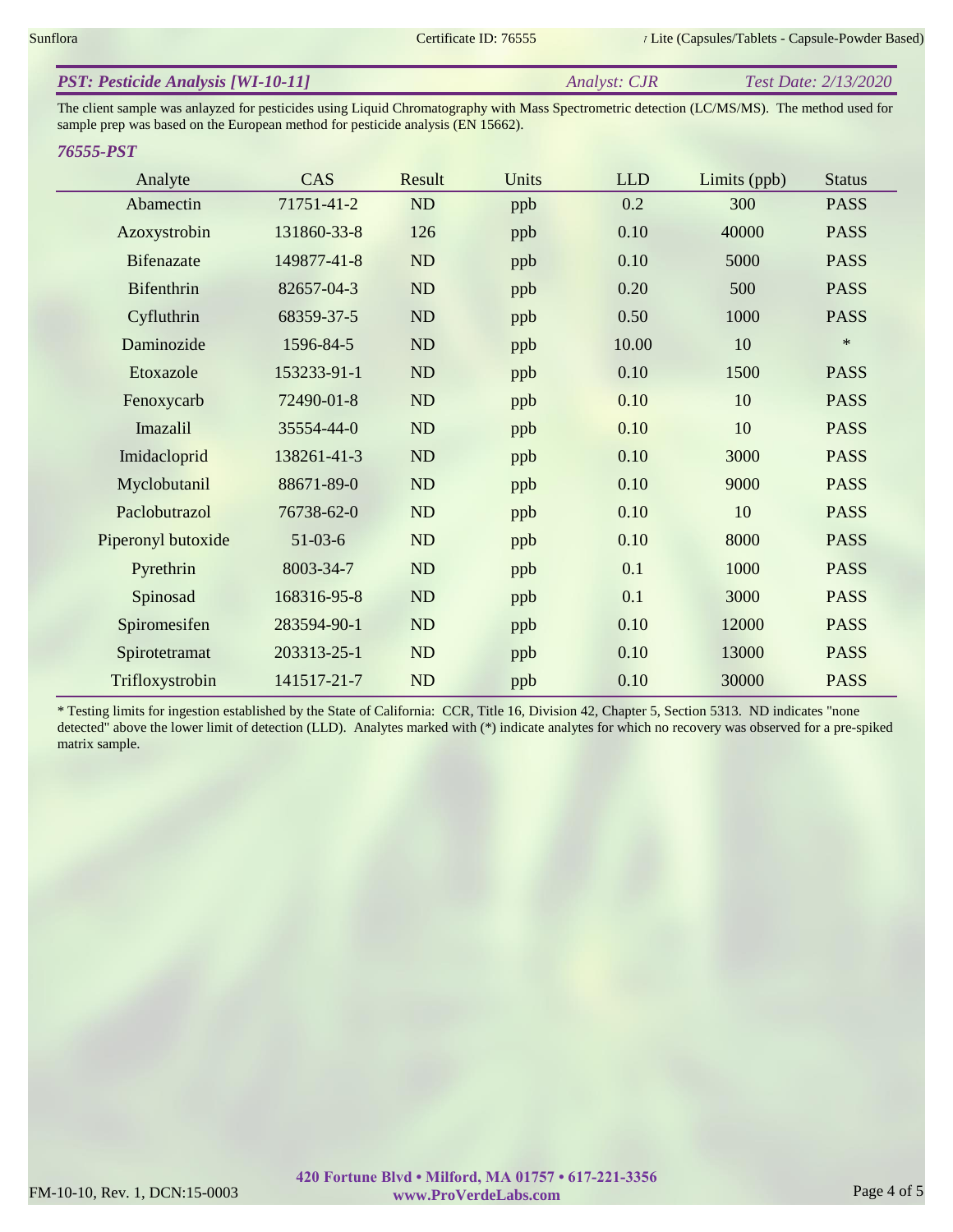## PST: Pesticide Analysis [WI-10-11]

*Analyst: CJR* *Test Date: 2/13/2020*

The client sample was anlayzed for pesticides using Liquid Chromatography with Mass Spectrometric detection (LC/MS/MS). The method used for sample prep was based on the European method for pesticide analysis (EN 15662).

### 76555-PST

| Analyte | CAS | Result | Units | LLD | Limits (ppb) | Status |
|---|---|---|---|---|---|---|
| Abamectin | 71751-41-2 | ND | ppb | 0.2 | 300 | PASS |
| Azoxystrobin | 131860-33-8 | 126 | ppb | 0.10 | 40000 | PASS |
| Bifenazate | 149877-41-8 | ND | ppb | 0.10 | 5000 | PASS |
| Bifenthrin | 82657-04-3 | ND | ppb | 0.20 | 500 | PASS |
| Cyfluthrin | 68359-37-5 | ND | ppb | 0.50 | 1000 | PASS |
| Daminozide | 1596-84-5 | ND | ppb | 10.00 | 10 | * |
| Etoxazole | 153233-91-1 | ND | ppb | 0.10 | 1500 | PASS |
| Fenoxycarb | 72490-01-8 | ND | ppb | 0.10 | 10 | PASS |
| Imazalil | 35554-44-0 | ND | ppb | 0.10 | 10 | PASS |
| Imidacloprid | 138261-41-3 | ND | ppb | 0.10 | 3000 | PASS |
| Myclobutanil | 88671-89-0 | ND | ppb | 0.10 | 9000 | PASS |
| Paclobutrazol | 76738-62-0 | ND | ppb | 0.10 | 10 | PASS |
| Piperonyl butoxide | 51-03-6 | ND | ppb | 0.10 | 8000 | PASS |
| Pyrethrin | 8003-34-7 | ND | ppb | 0.1 | 1000 | PASS |
| Spinosad | 168316-95-8 | ND | ppb | 0.1 | 3000 | PASS |
| Spiromesifen | 283594-90-1 | ND | ppb | 0.10 | 12000 | PASS |
| Spirotetramat | 203313-25-1 | ND | ppb | 0.10 | 13000 | PASS |
| Trifloxystrobin | 141517-21-7 | ND | ppb | 0.10 | 30000 | PASS |

* Testing limits for ingestion established by the State of California: CCR, Title 16, Division 42, Chapter 5, Section 5313. ND indicates "none detected" above the lower limit of detection (LLD). Analytes marked with (*) indicate analytes for which no recovery was observed for a pre-spiked matrix sample.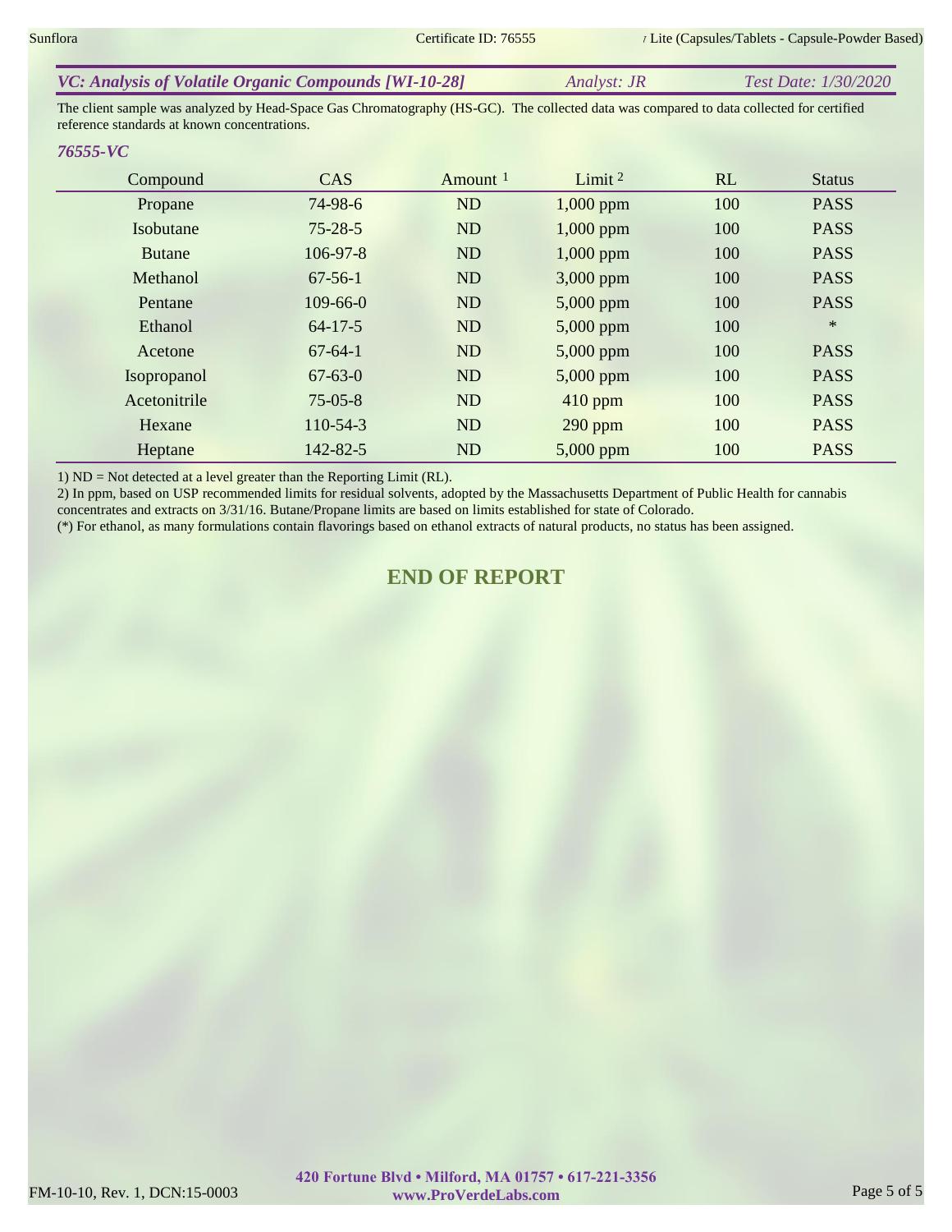## *VC: Analysis of Volatile Organic Compounds [WI-10-28]* *Analyst: JR* *Test Date: 1/30/2020*

The client sample was analyzed by Head-Space Gas Chromatography (HS-GC). The collected data was compared to data collected for certified reference standards at known concentrations.

### *76555-VC*

| Compound | CAS | Amount [1] | Limit [2] | RL | Status |
|---|---|---|---|---|---|
| Propane | 74-98-6 | ND | 1,000 ppm | 100 | PASS |
| Isobutane | 75-28-5 | ND | 1,000 ppm | 100 | PASS |
| Butane | 106-97-8 | ND | 1,000 ppm | 100 | PASS |
| Methanol | 67-56-1 | ND | 3,000 ppm | 100 | PASS |
| Pentane | 109-66-0 | ND | 5,000 ppm | 100 | PASS |
| Ethanol | 64-17-5 | ND | 5,000 ppm | 100 | * |
| Acetone | 67-64-1 | ND | 5,000 ppm | 100 | PASS |
| Isopropanol | 67-63-0 | ND | 5,000 ppm | 100 | PASS |
| Acetonitrile | 75-05-8 | ND | 410 ppm | 100 | PASS |
| Hexane | 110-54-3 | ND | 290 ppm | 100 | PASS |
| Heptane | 142-82-5 | ND | 5,000 ppm | 100 | PASS |

1) ND = Not detected at a level greater than the Reporting Limit (RL).
2) In ppm, based on USP recommended limits for residual solvents, adopted by the Massachusetts Department of Public Health for cannabis concentrates and extracts on 3/31/16. Butane/Propane limits are based on limits established for state of Colorado.
(*) For ethanol, as many formulations contain flavorings based on ethanol extracts of natural products, no status has been assigned.

## END OF REPORT